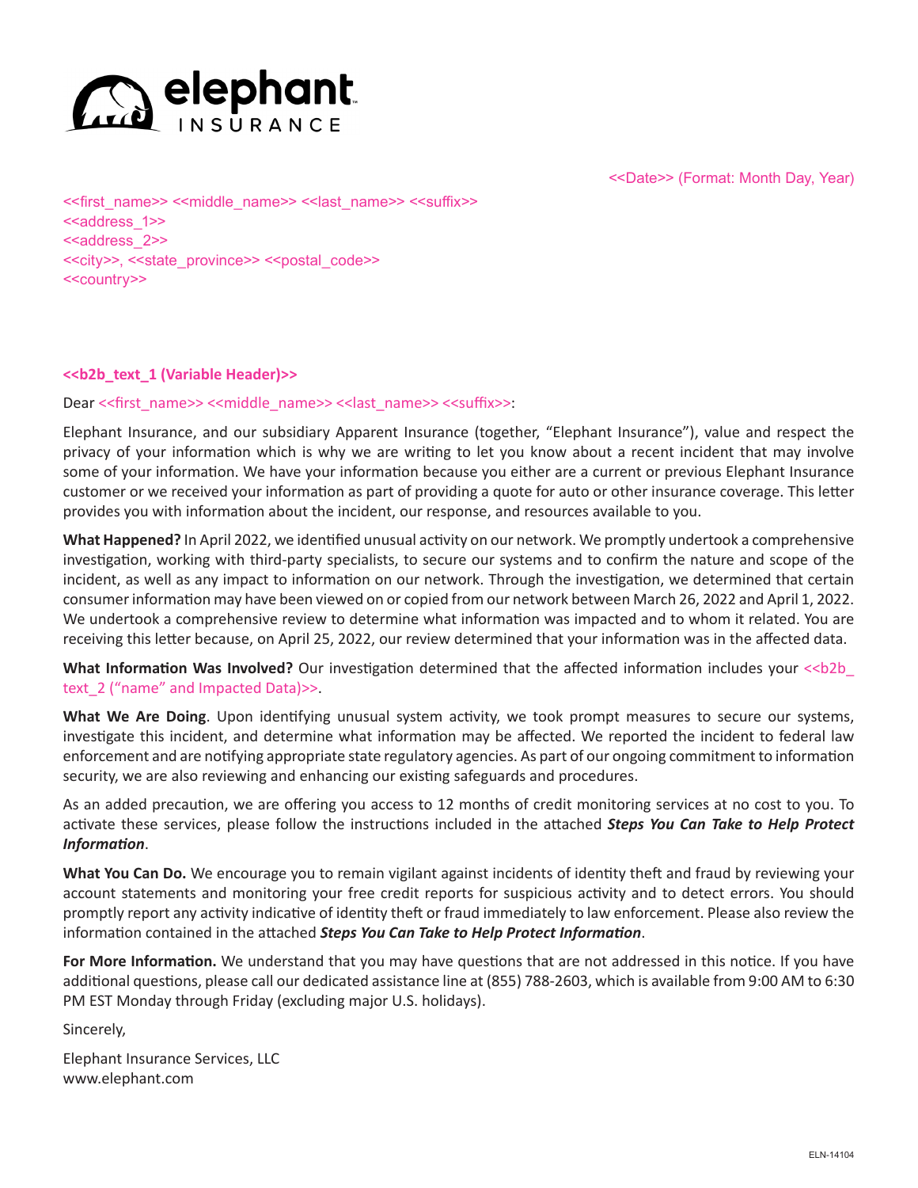elephant INSURANCE

<<Date>> (Format: Month Day, Year)

<<first_name>> <<middle_name>> <<last_name>> <<suffix>>
<<address_1>>
<<address_2>>
<<city>>, <<state_province>> <<postal_code>>
<<country>>

**<<b2b_text_1 (Variable Header)>>**

Dear <<first_name>> <<middle_name>> <<last_name>> <<suffix>>:

Elephant Insurance, and our subsidiary Apparent Insurance (together, "Elephant Insurance"), value and respect the privacy of your information which is why we are writing to let you know about a recent incident that may involve some of your information. We have your information because you either are a current or previous Elephant Insurance customer or we received your information as part of providing a quote for auto or other insurance coverage. This letter provides you with information about the incident, our response, and resources available to you.

**What Happened?** In April 2022, we identified unusual activity on our network. We promptly undertook a comprehensive investigation, working with third-party specialists, to secure our systems and to confirm the nature and scope of the incident, as well as any impact to information on our network. Through the investigation, we determined that certain consumer information may have been viewed on or copied from our network between March 26, 2022 and April 1, 2022. We undertook a comprehensive review to determine what information was impacted and to whom it related. You are receiving this letter because, on April 25, 2022, our review determined that your information was in the affected data.

**What Information Was Involved?** Our investigation determined that the affected information includes your <<b2b_text_2 ("name" and Impacted Data)>>.

**What We Are Doing**. Upon identifying unusual system activity, we took prompt measures to secure our systems, investigate this incident, and determine what information may be affected. We reported the incident to federal law enforcement and are notifying appropriate state regulatory agencies. As part of our ongoing commitment to information security, we are also reviewing and enhancing our existing safeguards and procedures.

As an added precaution, we are offering you access to 12 months of credit monitoring services at no cost to you. To activate these services, please follow the instructions included in the attached ***Steps You Can Take to Help Protect Information***.

**What You Can Do.** We encourage you to remain vigilant against incidents of identity theft and fraud by reviewing your account statements and monitoring your free credit reports for suspicious activity and to detect errors. You should promptly report any activity indicative of identity theft or fraud immediately to law enforcement. Please also review the information contained in the attached ***Steps You Can Take to Help Protect Information***.

**For More Information.** We understand that you may have questions that are not addressed in this notice. If you have additional questions, please call our dedicated assistance line at (855) 788-2603, which is available from 9:00 AM to 6:30 PM EST Monday through Friday (excluding major U.S. holidays).

Sincerely,

Elephant Insurance Services, LLC
www.elephant.com

ELN-14104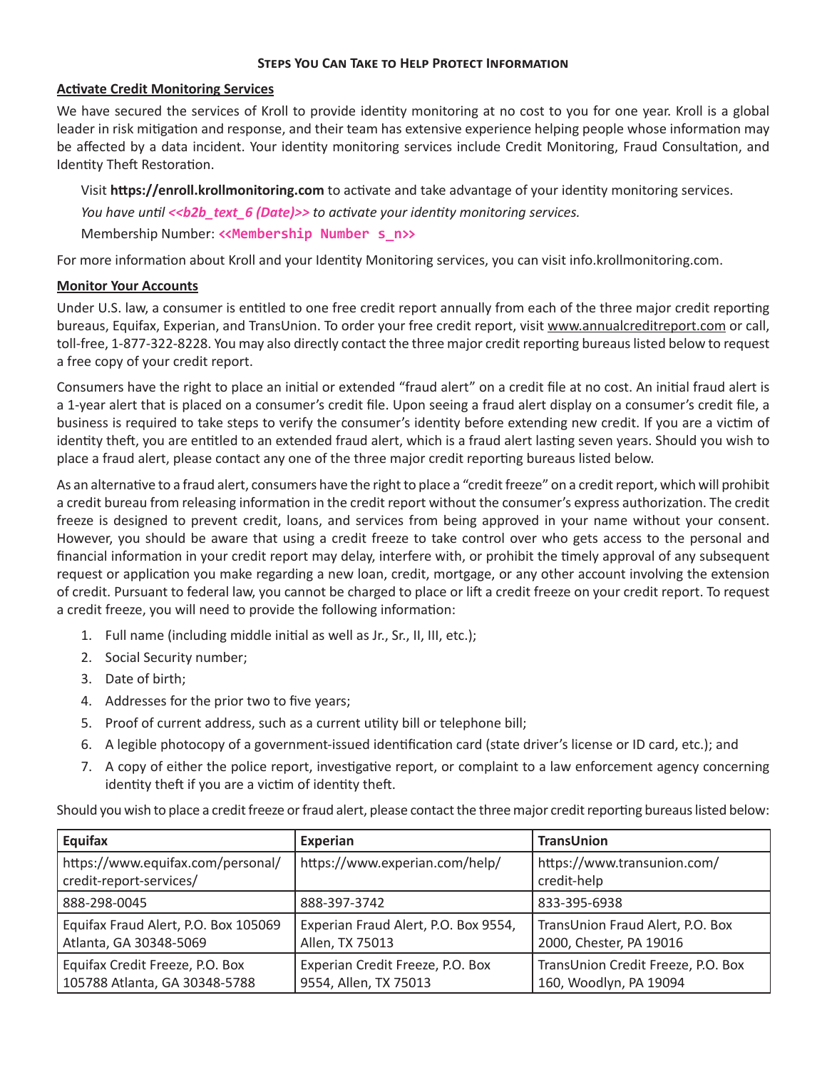## Steps You Can Take to Help Protect Information

**Activate Credit Monitoring Services**

We have secured the services of Kroll to provide identity monitoring at no cost to you for one year. Kroll is a global leader in risk mitigation and response, and their team has extensive experience helping people whose information may be affected by a data incident. Your identity monitoring services include Credit Monitoring, Fraud Consultation, and Identity Theft Restoration.

Visit **https://enroll.krollmonitoring.com** to activate and take advantage of your identity monitoring services.

*You have until* ***<<b2b_text_6 (Date)>>*** *to activate your identity monitoring services.*

Membership Number: **<<Membership Number s_n>>**

For more information about Kroll and your Identity Monitoring services, you can visit info.krollmonitoring.com.

**Monitor Your Accounts**

Under U.S. law, a consumer is entitled to one free credit report annually from each of the three major credit reporting bureaus, Equifax, Experian, and TransUnion. To order your free credit report, visit www.annualcreditreport.com or call, toll-free, 1-877-322-8228. You may also directly contact the three major credit reporting bureaus listed below to request a free copy of your credit report.

Consumers have the right to place an initial or extended "fraud alert" on a credit file at no cost. An initial fraud alert is a 1-year alert that is placed on a consumer's credit file. Upon seeing a fraud alert display on a consumer's credit file, a business is required to take steps to verify the consumer's identity before extending new credit. If you are a victim of identity theft, you are entitled to an extended fraud alert, which is a fraud alert lasting seven years. Should you wish to place a fraud alert, please contact any one of the three major credit reporting bureaus listed below.

As an alternative to a fraud alert, consumers have the right to place a "credit freeze" on a credit report, which will prohibit a credit bureau from releasing information in the credit report without the consumer's express authorization. The credit freeze is designed to prevent credit, loans, and services from being approved in your name without your consent. However, you should be aware that using a credit freeze to take control over who gets access to the personal and financial information in your credit report may delay, interfere with, or prohibit the timely approval of any subsequent request or application you make regarding a new loan, credit, mortgage, or any other account involving the extension of credit. Pursuant to federal law, you cannot be charged to place or lift a credit freeze on your credit report. To request a credit freeze, you will need to provide the following information:

1. Full name (including middle initial as well as Jr., Sr., II, III, etc.);
2. Social Security number;
3. Date of birth;
4. Addresses for the prior two to five years;
5. Proof of current address, such as a current utility bill or telephone bill;
6. A legible photocopy of a government-issued identification card (state driver's license or ID card, etc.); and
7. A copy of either the police report, investigative report, or complaint to a law enforcement agency concerning identity theft if you are a victim of identity theft.

Should you wish to place a credit freeze or fraud alert, please contact the three major credit reporting bureaus listed below:

| Equifax | Experian | TransUnion |
|---|---|---|
| https://www.equifax.com/personal/credit-report-services/ | https://www.experian.com/help/ | https://www.transunion.com/credit-help |
| 888-298-0045 | 888-397-3742 | 833-395-6938 |
| Equifax Fraud Alert, P.O. Box 105069 Atlanta, GA 30348-5069 | Experian Fraud Alert, P.O. Box 9554, Allen, TX 75013 | TransUnion Fraud Alert, P.O. Box 2000, Chester, PA 19016 |
| Equifax Credit Freeze, P.O. Box 105788 Atlanta, GA 30348-5788 | Experian Credit Freeze, P.O. Box 9554, Allen, TX 75013 | TransUnion Credit Freeze, P.O. Box 160, Woodlyn, PA 19094 |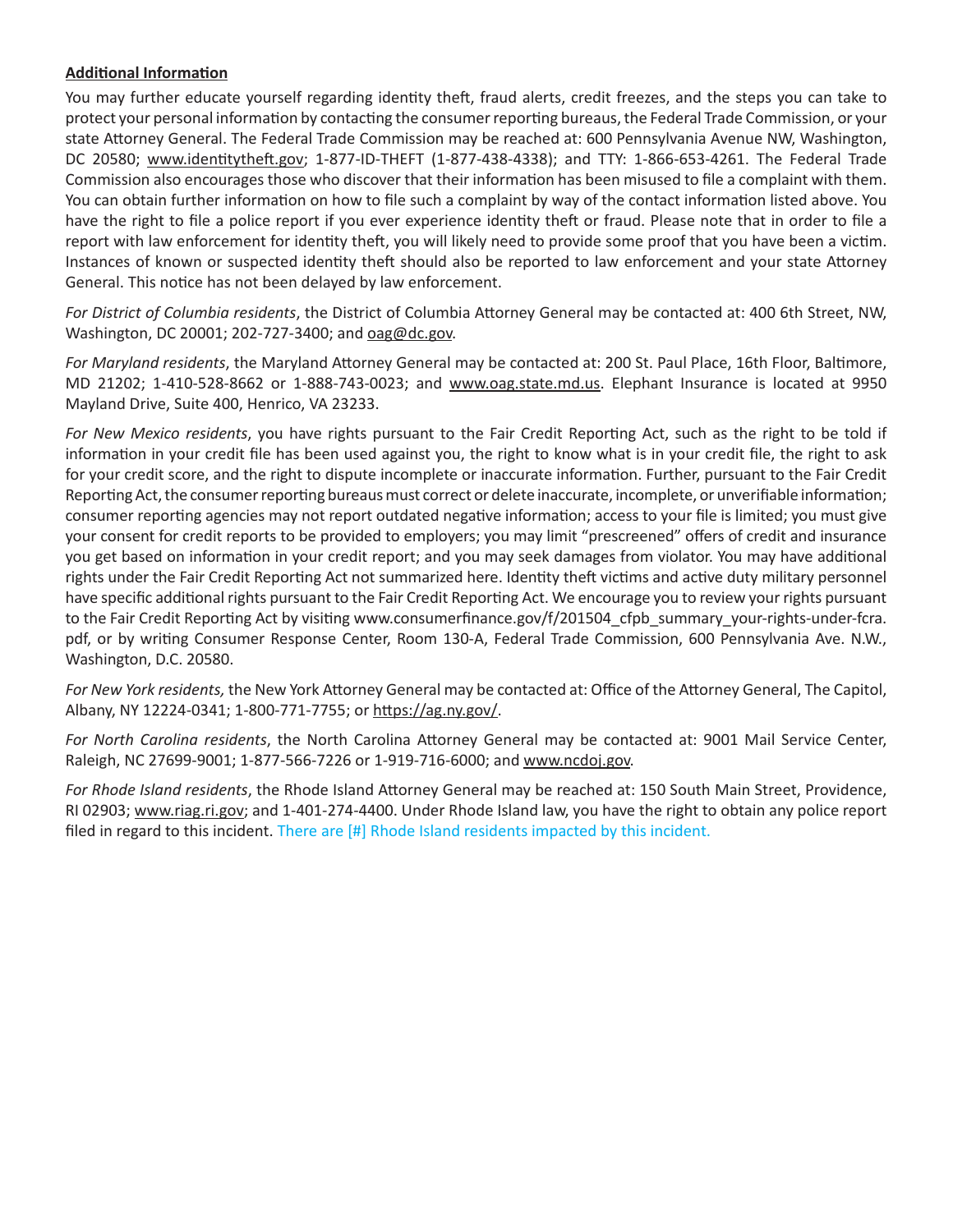**Additional Information**

You may further educate yourself regarding identity theft, fraud alerts, credit freezes, and the steps you can take to protect your personal information by contacting the consumer reporting bureaus, the Federal Trade Commission, or your state Attorney General. The Federal Trade Commission may be reached at: 600 Pennsylvania Avenue NW, Washington, DC 20580; www.identitytheft.gov; 1-877-ID-THEFT (1-877-438-4338); and TTY: 1-866-653-4261. The Federal Trade Commission also encourages those who discover that their information has been misused to file a complaint with them. You can obtain further information on how to file such a complaint by way of the contact information listed above. You have the right to file a police report if you ever experience identity theft or fraud. Please note that in order to file a report with law enforcement for identity theft, you will likely need to provide some proof that you have been a victim. Instances of known or suspected identity theft should also be reported to law enforcement and your state Attorney General. This notice has not been delayed by law enforcement.

*For District of Columbia residents*, the District of Columbia Attorney General may be contacted at: 400 6th Street, NW, Washington, DC 20001; 202-727-3400; and oag@dc.gov.

*For Maryland residents*, the Maryland Attorney General may be contacted at: 200 St. Paul Place, 16th Floor, Baltimore, MD 21202; 1-410-528-8662 or 1-888-743-0023; and www.oag.state.md.us. Elephant Insurance is located at 9950 Mayland Drive, Suite 400, Henrico, VA 23233.

*For New Mexico residents*, you have rights pursuant to the Fair Credit Reporting Act, such as the right to be told if information in your credit file has been used against you, the right to know what is in your credit file, the right to ask for your credit score, and the right to dispute incomplete or inaccurate information. Further, pursuant to the Fair Credit Reporting Act, the consumer reporting bureaus must correct or delete inaccurate, incomplete, or unverifiable information; consumer reporting agencies may not report outdated negative information; access to your file is limited; you must give your consent for credit reports to be provided to employers; you may limit "prescreened" offers of credit and insurance you get based on information in your credit report; and you may seek damages from violator. You may have additional rights under the Fair Credit Reporting Act not summarized here. Identity theft victims and active duty military personnel have specific additional rights pursuant to the Fair Credit Reporting Act. We encourage you to review your rights pursuant to the Fair Credit Reporting Act by visiting www.consumerfinance.gov/f/201504_cfpb_summary_your-rights-under-fcra.pdf, or by writing Consumer Response Center, Room 130-A, Federal Trade Commission, 600 Pennsylvania Ave. N.W., Washington, D.C. 20580.

*For New York residents,* the New York Attorney General may be contacted at: Office of the Attorney General, The Capitol, Albany, NY 12224-0341; 1-800-771-7755; or https://ag.ny.gov/.

*For North Carolina residents*, the North Carolina Attorney General may be contacted at: 9001 Mail Service Center, Raleigh, NC 27699-9001; 1-877-566-7226 or 1-919-716-6000; and www.ncdoj.gov.

*For Rhode Island residents*, the Rhode Island Attorney General may be reached at: 150 South Main Street, Providence, RI 02903; www.riag.ri.gov; and 1-401-274-4400. Under Rhode Island law, you have the right to obtain any police report filed in regard to this incident. There are [#] Rhode Island residents impacted by this incident.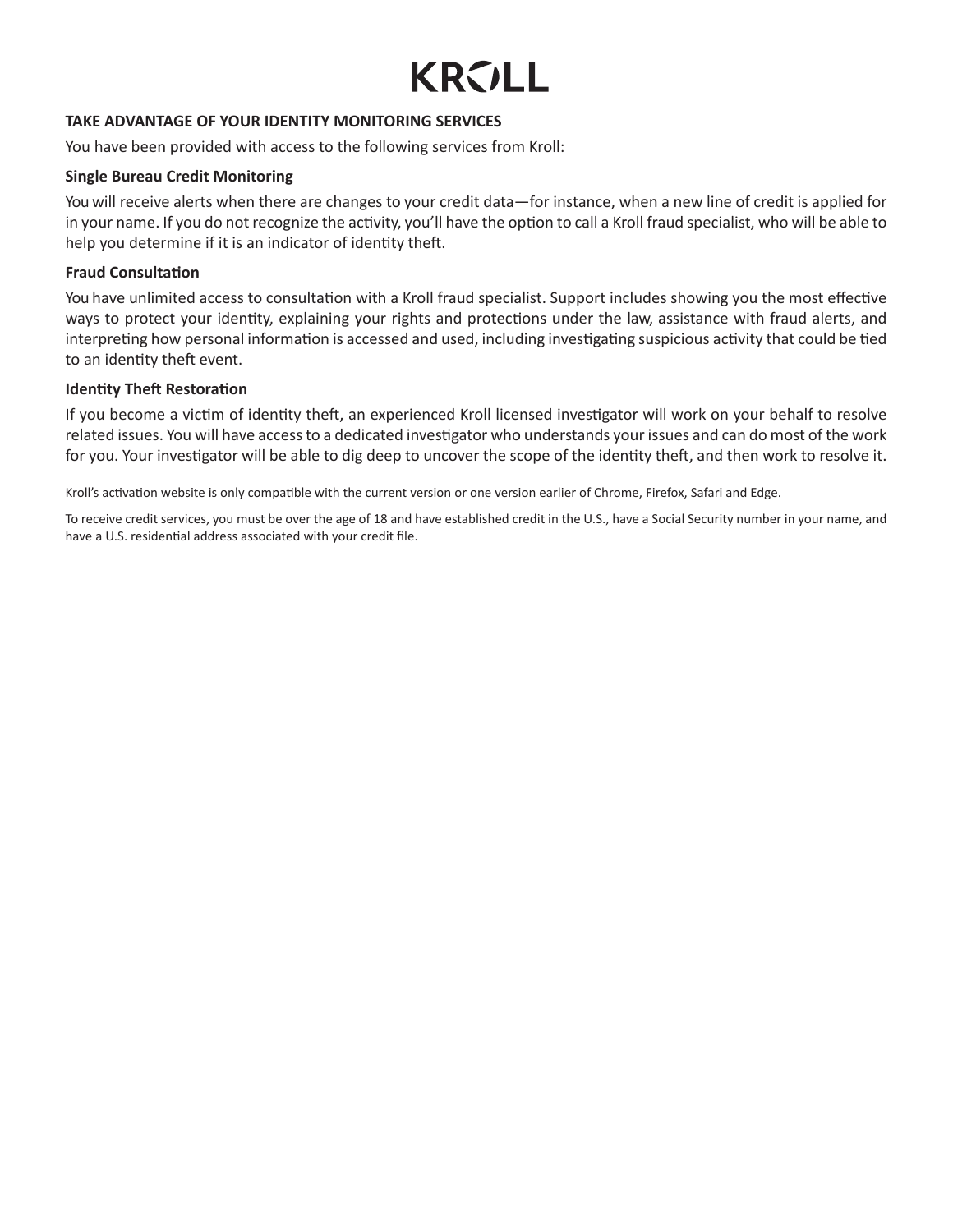# KROLL

## TAKE ADVANTAGE OF YOUR IDENTITY MONITORING SERVICES

You have been provided with access to the following services from Kroll:

### Single Bureau Credit Monitoring

You will receive alerts when there are changes to your credit data—for instance, when a new line of credit is applied for in your name. If you do not recognize the activity, you'll have the option to call a Kroll fraud specialist, who will be able to help you determine if it is an indicator of identity theft.

### Fraud Consultation

You have unlimited access to consultation with a Kroll fraud specialist. Support includes showing you the most effective ways to protect your identity, explaining your rights and protections under the law, assistance with fraud alerts, and interpreting how personal information is accessed and used, including investigating suspicious activity that could be tied to an identity theft event.

### Identity Theft Restoration

If you become a victim of identity theft, an experienced Kroll licensed investigator will work on your behalf to resolve related issues. You will have access to a dedicated investigator who understands your issues and can do most of the work for you. Your investigator will be able to dig deep to uncover the scope of the identity theft, and then work to resolve it.

Kroll's activation website is only compatible with the current version or one version earlier of Chrome, Firefox, Safari and Edge.

To receive credit services, you must be over the age of 18 and have established credit in the U.S., have a Social Security number in your name, and have a U.S. residential address associated with your credit file.